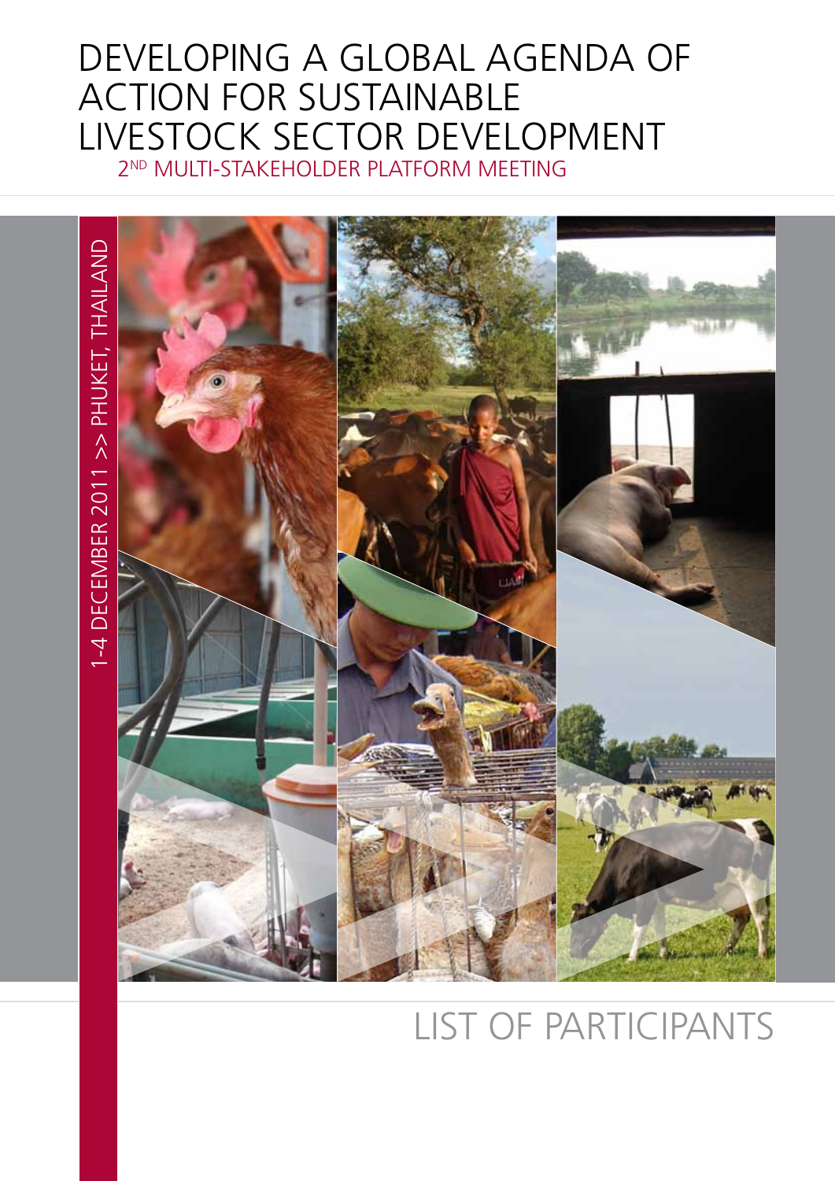# DEVELOPING A GLOBAL AGENDA OF ACTION FOR SUSTAINABLE LIVESTOCK SECTOR DEVELOPMENT

## 2ND MULTI-STAKEHOLDER PLATFORM MEETING

1-4 DECEMBER 2011 >> PHUKET, THAILAND

# LIST OF PARTICIPANTS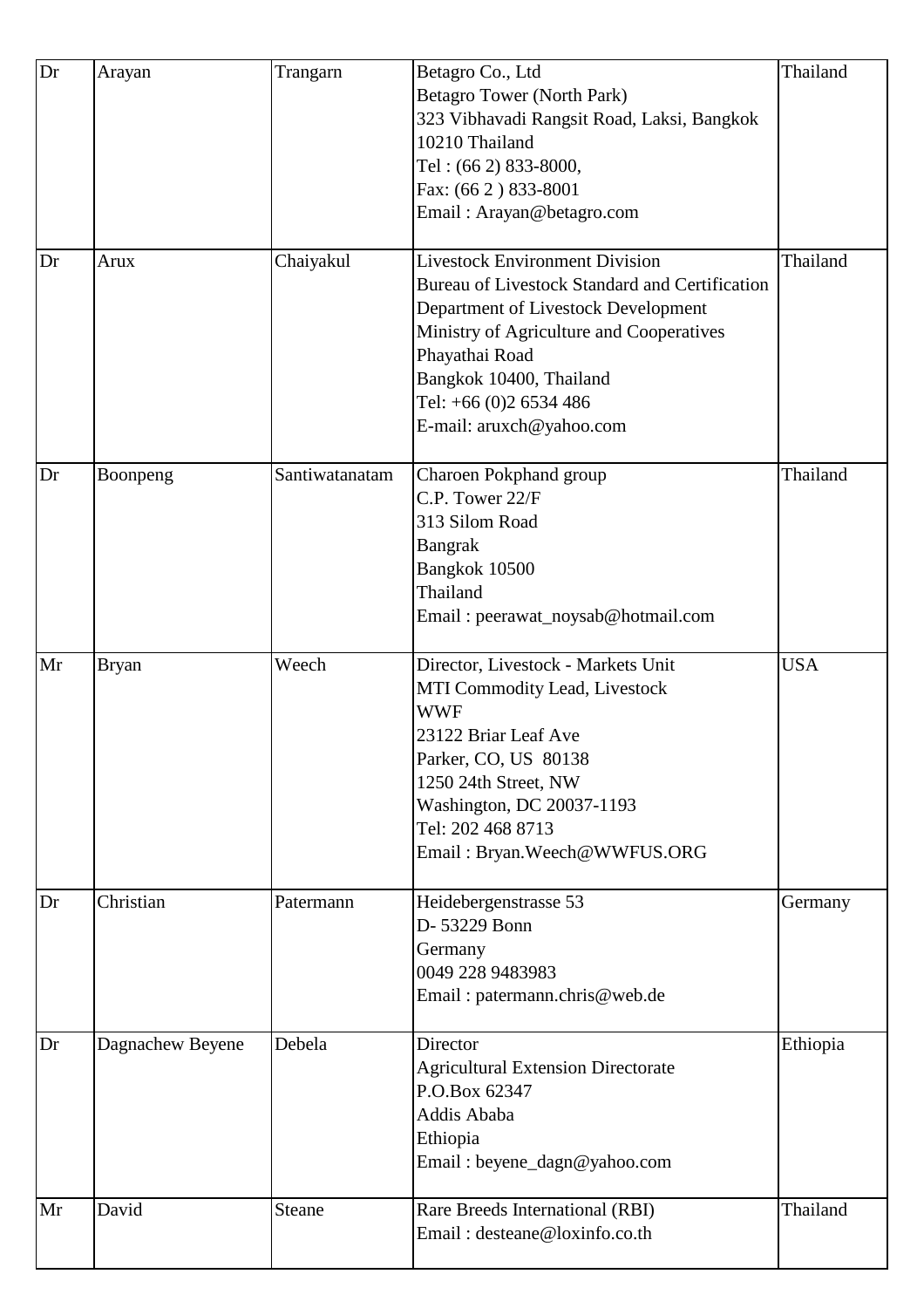| Dr | Arayan | Trangarn | Betagro Co., Ltd<br>Betagro Tower (North Park)<br>323 Vibhavadi Rangsit Road, Laksi, Bangkok 10210 Thailand<br>Tel : (66 2) 833-8000,<br>Fax: (66 2 ) 833-8001<br>Email : Arayan@betagro.com | Thailand |
|---|---|---|---|---|
| Dr | Arux | Chaiyakul | Livestock Environment Division<br>Bureau of Livestock Standard and Certification<br>Department of Livestock Development<br>Ministry of Agriculture and Cooperatives<br>Phayathai Road<br>Bangkok 10400, Thailand<br>Tel: +66 (0)2 6534 486<br>E-mail: aruxch@yahoo.com | Thailand |
| Dr | Boonpeng | Santiwatanatam | Charoen Pokphand group<br>C.P. Tower 22/F<br>313 Silom Road<br>Bangrak<br>Bangkok 10500<br>Thailand<br>Email : peerawat_noysab@hotmail.com | Thailand |
| Mr | Bryan | Weech | Director, Livestock - Markets Unit<br>MTI Commodity Lead, Livestock<br>WWF<br>23122 Briar Leaf Ave<br>Parker, CO, US 80138<br>1250 24th Street, NW<br>Washington, DC 20037-1193<br>Tel: 202 468 8713<br>Email : Bryan.Weech@WWFUS.ORG | USA |
| Dr | Christian | Patermann | Heidebergenstrasse 53<br>D- 53229 Bonn<br>Germany<br>0049 228 9483983<br>Email : patermann.chris@web.de | Germany |
| Dr | Dagnachew Beyene | Debela | Director<br>Agricultural Extension Directorate<br>P.O.Box 62347<br>Addis Ababa<br>Ethiopia<br>Email : beyene_dagn@yahoo.com | Ethiopia |
| Mr | David | Steane | Rare Breeds International (RBI)<br>Email : desteane@loxinfo.co.th | Thailand |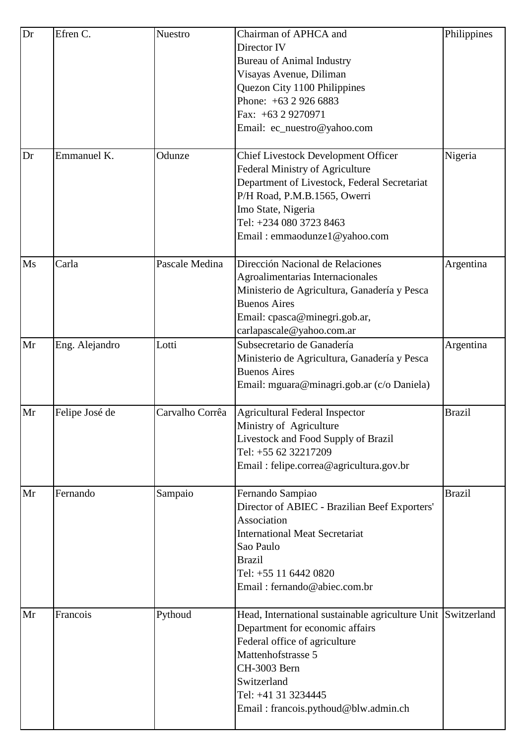| Dr | Efren C. | Nuestro | Chairman of APHCA and<br>Director IV<br>Bureau of Animal Industry<br>Visayas Avenue, Diliman<br>Quezon City 1100 Philippines<br>Phone: +63 2 926 6883<br>Fax: +63 2 9270971<br>Email: ec_nuestro@yahoo.com | Philippines |
|---|---|---|---|---|
| Dr | Emmanuel K. | Odunze | Chief Livestock Development Officer<br>Federal Ministry of Agriculture<br>Department of Livestock, Federal Secretariat<br>P/H Road, P.M.B.1565, Owerri<br>Imo State, Nigeria<br>Tel: +234 080 3723 8463<br>Email : emmaodunze1@yahoo.com | Nigeria |
| Ms | Carla | Pascale Medina | Dirección Nacional de Relaciones Agroalimentarias Internacionales<br>Ministerio de Agricultura, Ganadería y Pesca<br>Buenos Aires<br>Email: cpasca@minegri.gob.ar, carlapascale@yahoo.com.ar | Argentina |
| Mr | Eng. Alejandro | Lotti | Subsecretario de Ganadería<br>Ministerio de Agricultura, Ganadería y Pesca<br>Buenos Aires<br>Email: mguara@minagri.gob.ar (c/o Daniela) | Argentina |
| Mr | Felipe José de | Carvalho Corrêa | Agricultural Federal Inspector<br>Ministry of Agriculture<br>Livestock and Food Supply of Brazil<br>Tel: +55 62 32217209<br>Email : felipe.correa@agricultura.gov.br | Brazil |
| Mr | Fernando | Sampaio | Fernando Sampiao<br>Director of ABIEC - Brazilian Beef Exporters' Association<br>International Meat Secretariat<br>Sao Paulo<br>Brazil<br>Tel: +55 11 6442 0820<br>Email : fernando@abiec.com.br | Brazil |
| Mr | Francois | Pythoud | Head, International sustainable agriculture Unit<br>Department for economic affairs<br>Federal office of agriculture<br>Mattenhofstrasse 5<br>CH-3003 Bern<br>Switzerland<br>Tel: +41 31 3234445<br>Email : francois.pythoud@blw.admin.ch | Switzerland |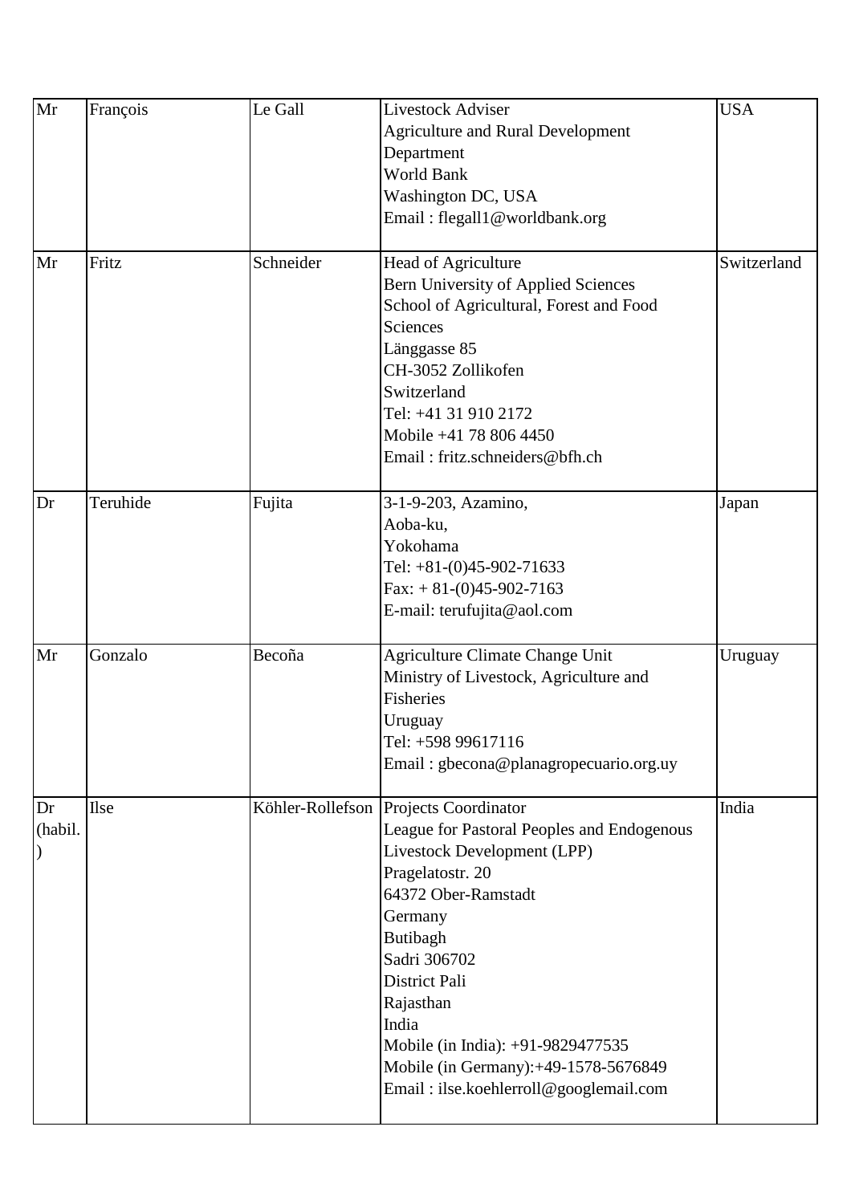| Mr | François | Le Gall | Livestock Adviser<br>Agriculture and Rural Development Department<br>World Bank<br>Washington DC, USA<br>Email : flegall1@worldbank.org | USA |
|---|---|---|---|---|
| Mr | Fritz | Schneider | Head of Agriculture<br>Bern University of Applied Sciences<br>School of Agricultural, Forest and Food Sciences<br>Länggasse 85<br>CH-3052 Zollikofen<br>Switzerland<br>Tel: +41 31 910 2172<br>Mobile +41 78 806 4450<br>Email : fritz.schneiders@bfh.ch | Switzerland |
| Dr | Teruhide | Fujita | 3-1-9-203, Azamino,<br>Aoba-ku,<br>Yokohama<br>Tel: +81-(0)45-902-71633<br>Fax: + 81-(0)45-902-7163<br>E-mail: terufujita@aol.com | Japan |
| Mr | Gonzalo | Becoña | Agriculture Climate Change Unit<br>Ministry of Livestock, Agriculture and Fisheries<br>Uruguay<br>Tel: +598 99617116<br>Email : gbecona@planagropecuario.org.uy | Uruguay |
| Dr (habil.) | Ilse | Köhler-Rollefson | Projects Coordinator<br>League for Pastoral Peoples and Endogenous Livestock Development (LPP)<br>Pragelatostr. 20<br>64372 Ober-Ramstadt<br>Germany<br>Butibagh<br>Sadri 306702<br>District Pali<br>Rajasthan<br>India<br>Mobile (in India): +91-9829477535<br>Mobile (in Germany):+49-1578-5676849<br>Email : ilse.koehlerroll@googlemail.com | India |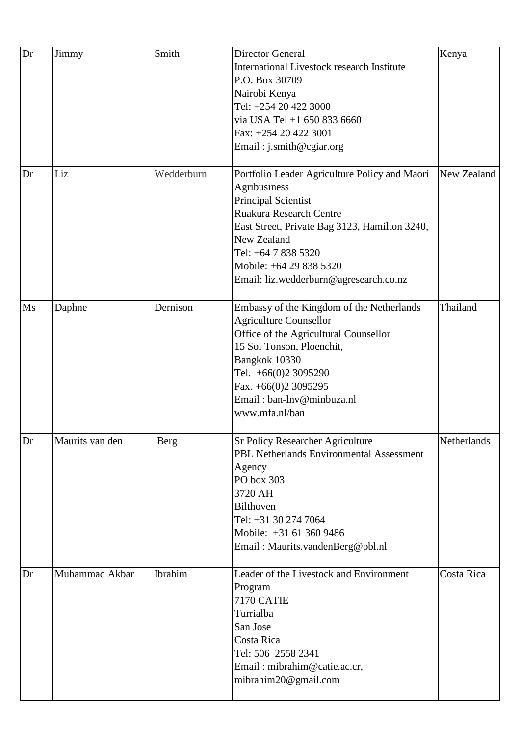| Dr | Jimmy | Smith | Director General<br>International Livestock research Institute<br>P.O. Box 30709<br>Nairobi Kenya<br>Tel: +254 20 422 3000<br>via USA Tel +1 650 833 6660<br>Fax: +254 20 422 3001<br>Email : j.smith@cgiar.org | Kenya |
|---|---|---|---|---|
| Dr | Liz | Wedderburn | Portfolio Leader Agriculture Policy and Maori Agribusiness<br>Principal Scientist<br>Ruakura Research Centre<br>East Street, Private Bag 3123, Hamilton 3240, New Zealand<br>Tel: +64 7 838 5320<br>Mobile: +64 29 838 5320<br>Email: liz.wedderburn@agresearch.co.nz | New Zealand |
| Ms | Daphne | Dernison | Embassy of the Kingdom of the Netherlands<br>Agriculture Counsellor<br>Office of the Agricultural Counsellor<br>15 Soi Tonson, Ploenchit,<br>Bangkok 10330<br>Tel. +66(0)2 3095290<br>Fax. +66(0)2 3095295<br>Email : ban-lnv@minbuza.nl<br>www.mfa.nl/ban | Thailand |
| Dr | Maurits van den | Berg | Sr Policy Researcher Agriculture<br>PBL Netherlands Environmental Assessment Agency<br>PO box 303<br>3720 AH<br>Bilthoven<br>Tel: +31 30 274 7064<br>Mobile: +31 61 360 9486<br>Email : Maurits.vandenBerg@pbl.nl | Netherlands |
| Dr | Muhammad Akbar | Ibrahim | Leader of the Livestock and Environment Program<br>7170 CATIE<br>Turrialba<br>San Jose<br>Costa Rica<br>Tel: 506 2558 2341<br>Email : mibrahim@catie.ac.cr, mibrahim20@gmail.com | Costa Rica |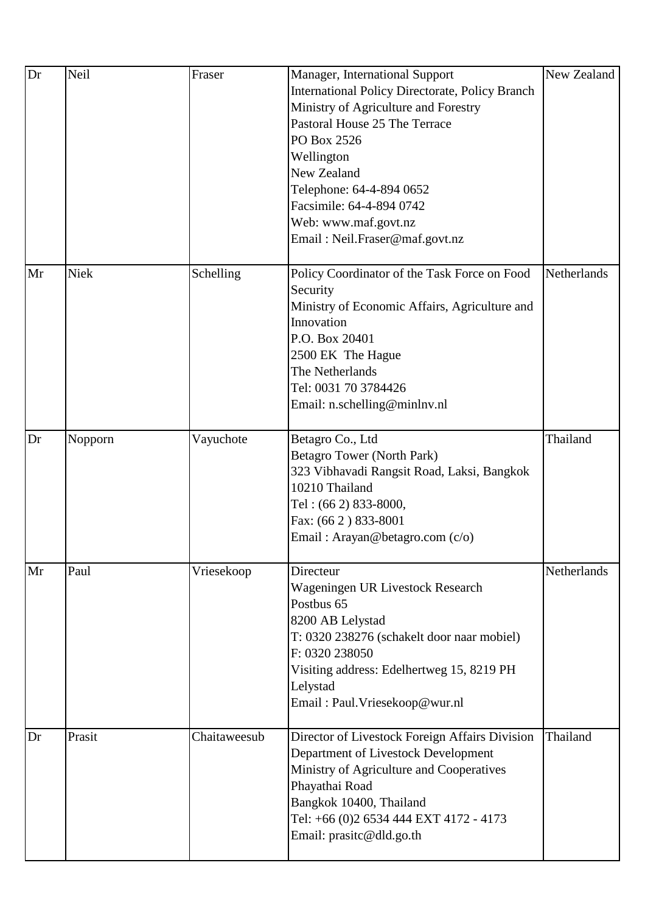| Dr | Neil | Fraser | Manager, International Support<br>International Policy Directorate, Policy Branch<br>Ministry of Agriculture and Forestry<br>Pastoral House 25 The Terrace<br>PO Box 2526<br>Wellington<br>New Zealand<br>Telephone: 64-4-894 0652<br>Facsimile: 64-4-894 0742<br>Web: www.maf.govt.nz<br>Email : Neil.Fraser@maf.govt.nz | New Zealand |
|---|---|---|---|---|
| Mr | Niek | Schelling | Policy Coordinator of the Task Force on Food Security<br>Ministry of Economic Affairs, Agriculture and Innovation<br>P.O. Box 20401<br>2500 EK The Hague<br>The Netherlands<br>Tel: 0031 70 3784426<br>Email: n.schelling@minlnv.nl | Netherlands |
| Dr | Nopporn | Vayuchote | Betagro Co., Ltd<br>Betagro Tower (North Park)<br>323 Vibhavadi Rangsit Road, Laksi, Bangkok 10210 Thailand<br>Tel : (66 2) 833-8000,<br>Fax: (66 2 ) 833-8001<br>Email : Arayan@betagro.com (c/o) | Thailand |
| Mr | Paul | Vriesekoop | Directeur<br>Wageningen UR Livestock Research<br>Postbus 65<br>8200 AB Lelystad<br>T: 0320 238276 (schakelt door naar mobiel)<br>F: 0320 238050<br>Visiting address: Edelhertweg 15, 8219 PH Lelystad<br>Email : Paul.Vriesekoop@wur.nl | Netherlands |
| Dr | Prasit | Chaitaweesub | Director of Livestock Foreign Affairs Division<br>Department of Livestock Development<br>Ministry of Agriculture and Cooperatives<br>Phayathai Road<br>Bangkok 10400, Thailand<br>Tel: +66 (0)2 6534 444 EXT 4172 - 4173<br>Email: prasitc@dld.go.th | Thailand |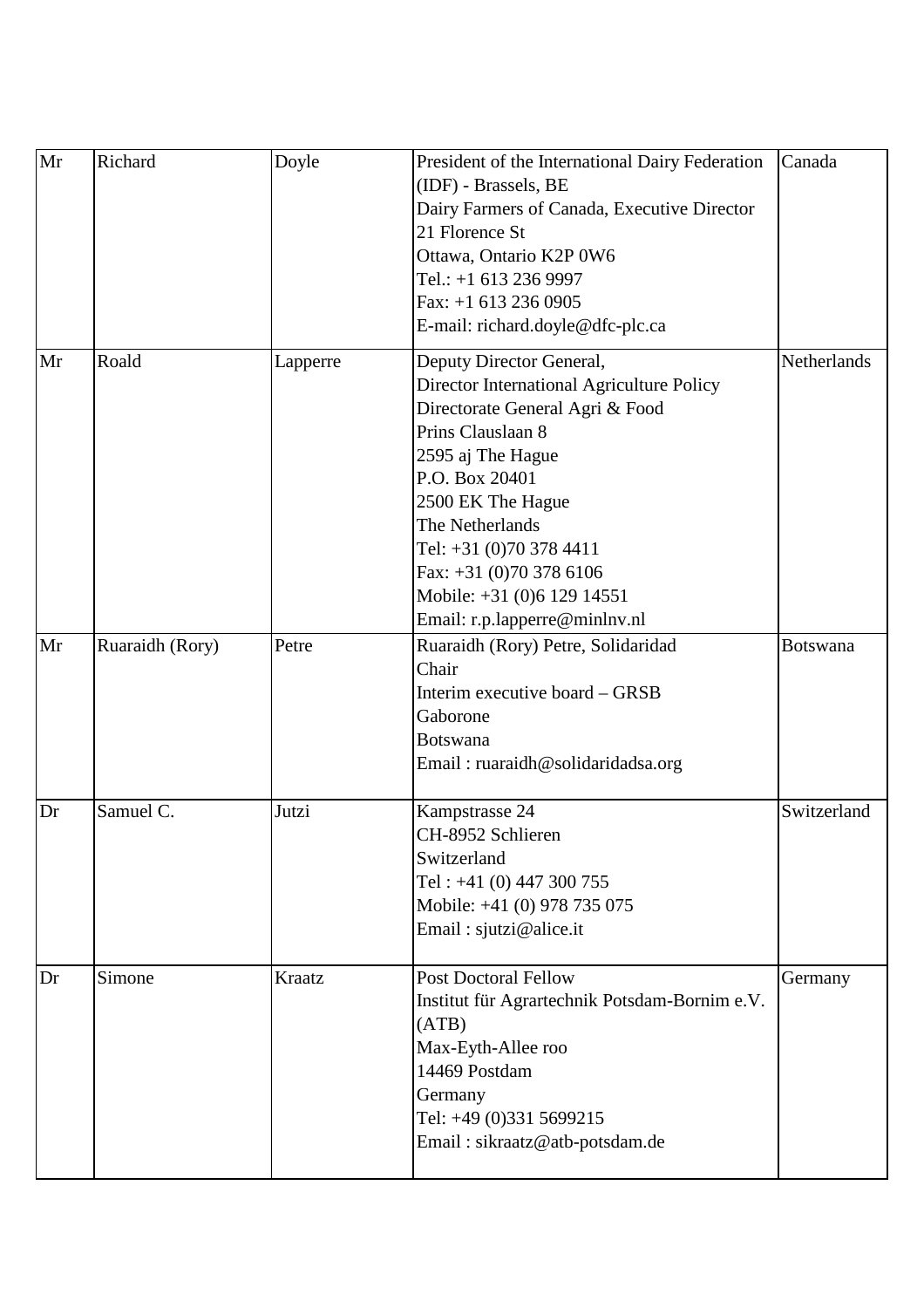| | | | | |
|---|---|---|---|---|
| Mr | Richard | Doyle | President of the International Dairy Federation (IDF) - Brassels, BE<br>Dairy Farmers of Canada, Executive Director<br>21 Florence St<br>Ottawa, Ontario K2P 0W6<br>Tel.: +1 613 236 9997<br>Fax: +1 613 236 0905<br>E-mail: richard.doyle@dfc-plc.ca | Canada |
| Mr | Roald | Lapperre | Deputy Director General,<br>Director International Agriculture Policy<br>Directorate General Agri & Food<br>Prins Clauslaan 8<br>2595 aj The Hague<br>P.O. Box 20401<br>2500 EK The Hague<br>The Netherlands<br>Tel: +31 (0)70 378 4411<br>Fax: +31 (0)70 378 6106<br>Mobile: +31 (0)6 129 14551<br>Email: r.p.lapperre@minlnv.nl | Netherlands |
| Mr | Ruaraidh (Rory) | Petre | Ruaraidh (Rory) Petre, Solidaridad<br>Chair<br>Interim executive board – GRSB<br>Gaborone<br>Botswana<br>Email : ruaraidh@solidaridadsa.org | Botswana |
| Dr | Samuel C. | Jutzi | Kampstrasse 24<br>CH-8952 Schlieren<br>Switzerland<br>Tel : +41 (0) 447 300 755<br>Mobile: +41 (0) 978 735 075<br>Email : sjutzi@alice.it | Switzerland |
| Dr | Simone | Kraatz | Post Doctoral Fellow<br>Institut für Agrartechnik Potsdam-Bornim e.V. (ATB)<br>Max-Eyth-Allee roo<br>14469 Postdam<br>Germany<br>Tel: +49 (0)331 5699215<br>Email : sikraatz@atb-potsdam.de | Germany |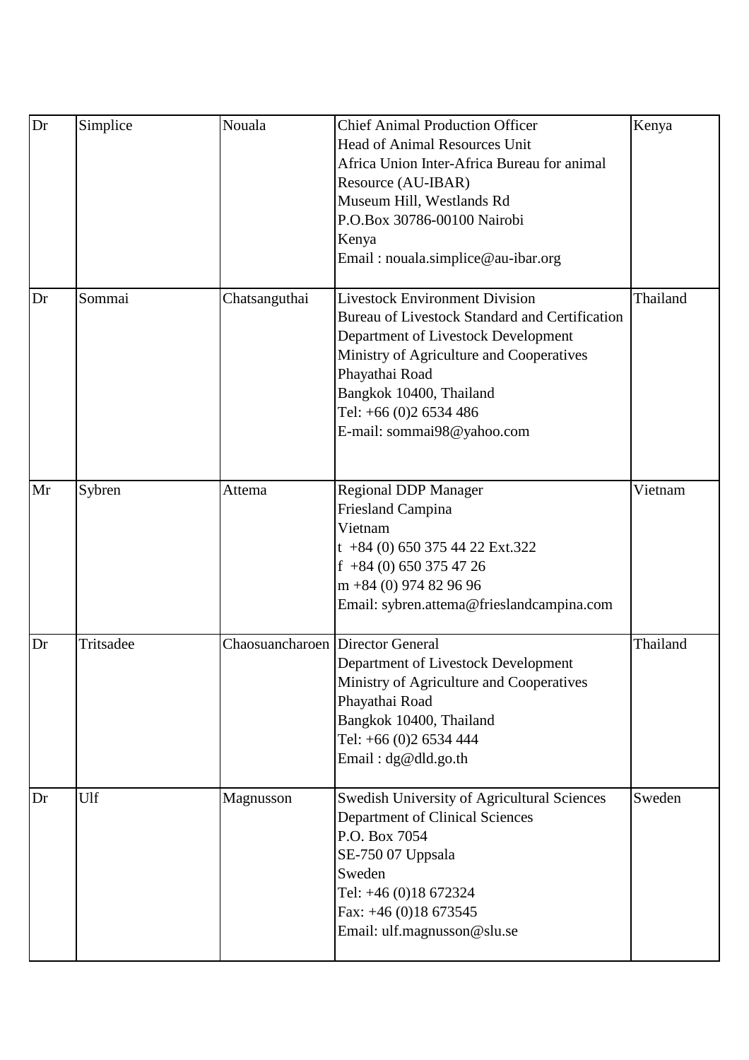| Dr | Simplice | Nouala | Chief Animal Production Officer<br>Head of Animal Resources Unit<br>Africa Union Inter-Africa Bureau for animal Resource (AU-IBAR)<br>Museum Hill, Westlands Rd<br>P.O.Box 30786-00100 Nairobi<br>Kenya<br>Email : nouala.simplice@au-ibar.org | Kenya |
|---|---|---|---|---|
| Dr | Sommai | Chatsanguthai | Livestock Environment Division<br>Bureau of Livestock Standard and Certification<br>Department of Livestock Development<br>Ministry of Agriculture and Cooperatives<br>Phayathai Road<br>Bangkok 10400, Thailand<br>Tel: +66 (0)2 6534 486<br>E-mail: sommai98@yahoo.com | Thailand |
| Mr | Sybren | Attema | Regional DDP Manager<br>Friesland Campina<br>Vietnam<br>t +84 (0) 650 375 44 22 Ext.322<br>f +84 (0) 650 375 47 26<br>m +84 (0) 974 82 96 96<br>Email: sybren.attema@frieslandcampina.com | Vietnam |
| Dr | Tritsadee | Chaosuancharoen | Director General<br>Department of Livestock Development<br>Ministry of Agriculture and Cooperatives<br>Phayathai Road<br>Bangkok 10400, Thailand<br>Tel: +66 (0)2 6534 444<br>Email : dg@dld.go.th | Thailand |
| Dr | Ulf | Magnusson | Swedish University of Agricultural Sciences<br>Department of Clinical Sciences<br>P.O. Box 7054<br>SE-750 07 Uppsala<br>Sweden<br>Tel: +46 (0)18 672324<br>Fax: +46 (0)18 673545<br>Email: ulf.magnusson@slu.se | Sweden |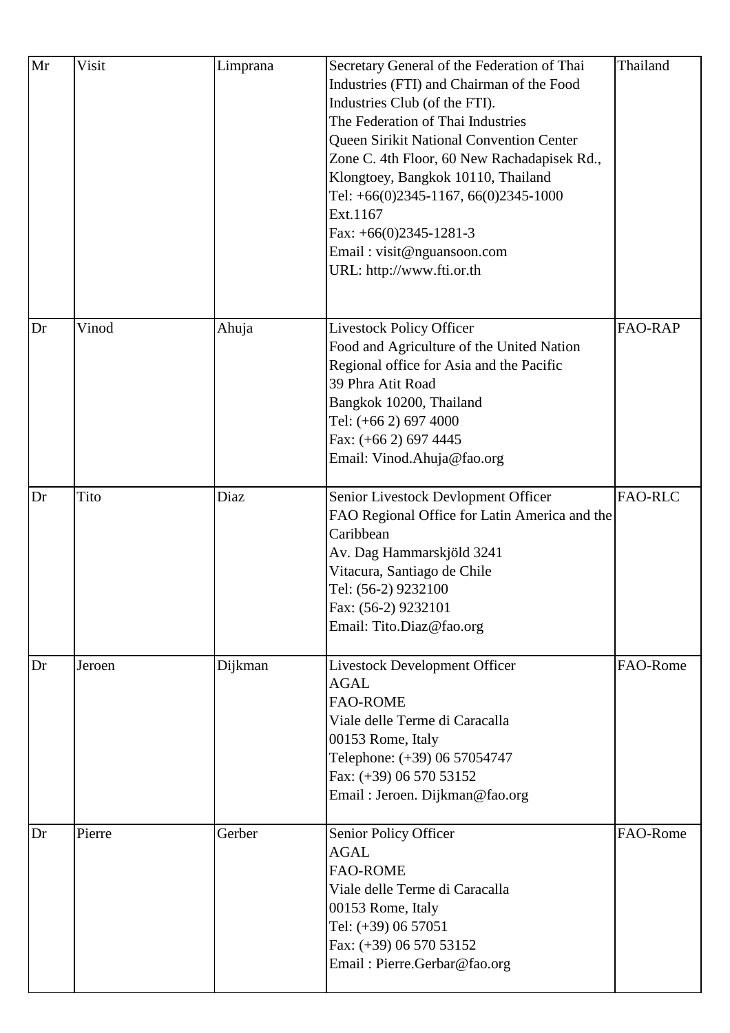| | | | | |
|---|---|---|---|---|
| Mr | Visit | Limprana | Secretary General of the Federation of Thai Industries (FTI) and Chairman of the Food Industries Club (of the FTI).<br>The Federation of Thai Industries<br>Queen Sirikit National Convention Center<br>Zone C. 4th Floor, 60 New Rachadapisek Rd., Klongtoey, Bangkok 10110, Thailand<br>Tel: +66(0)2345-1167, 66(0)2345-1000 Ext.1167<br>Fax: +66(0)2345-1281-3<br>Email : visit@nguansoon.com<br>URL: http://www.fti.or.th | Thailand |
| Dr | Vinod | Ahuja | Livestock Policy Officer<br>Food and Agriculture of the United Nation<br>Regional office for Asia and the Pacific<br>39 Phra Atit Road<br>Bangkok 10200, Thailand<br>Tel: (+66 2) 697 4000<br>Fax: (+66 2) 697 4445<br>Email: Vinod.Ahuja@fao.org | FAO-RAP |
| Dr | Tito | Diaz | Senior Livestock Devlopment Officer<br>FAO Regional Office for Latin America and the Caribbean<br>Av. Dag Hammarskjöld 3241<br>Vitacura, Santiago de Chile<br>Tel: (56-2) 9232100<br>Fax: (56-2) 9232101<br>Email: Tito.Diaz@fao.org | FAO-RLC |
| Dr | Jeroen | Dijkman | Livestock Development Officer<br>AGAL<br>FAO-ROME<br>Viale delle Terme di Caracalla<br>00153 Rome, Italy<br>Telephone: (+39) 06 57054747<br>Fax: (+39) 06 570 53152<br>Email : Jeroen. Dijkman@fao.org | FAO-Rome |
| Dr | Pierre | Gerber | Senior Policy Officer<br>AGAL<br>FAO-ROME<br>Viale delle Terme di Caracalla<br>00153 Rome, Italy<br>Tel: (+39) 06 57051<br>Fax: (+39) 06 570 53152<br>Email : Pierre.Gerbar@fao.org | FAO-Rome |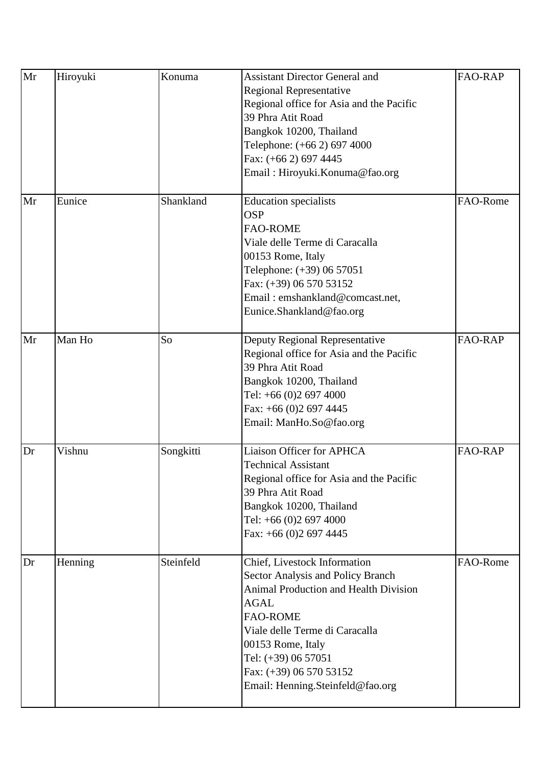| Mr | Hiroyuki | Konuma | Assistant Director General and<br>Regional Representative<br>Regional office for Asia and the Pacific<br>39 Phra Atit Road<br>Bangkok 10200, Thailand<br>Telephone: (+66 2) 697 4000<br>Fax: (+66 2) 697 4445<br>Email : Hiroyuki.Konuma@fao.org | FAO-RAP |
|---|---|---|---|---|
| Mr | Eunice | Shankland | Education specialists<br>OSP<br>FAO-ROME<br>Viale delle Terme di Caracalla<br>00153 Rome, Italy<br>Telephone: (+39) 06 57051<br>Fax: (+39) 06 570 53152<br>Email : emshankland@comcast.net,<br>Eunice.Shankland@fao.org | FAO-Rome |
| Mr | Man Ho | So | Deputy Regional Representative<br>Regional office for Asia and the Pacific<br>39 Phra Atit Road<br>Bangkok 10200, Thailand<br>Tel: +66 (0)2 697 4000<br>Fax: +66 (0)2 697 4445<br>Email: ManHo.So@fao.org | FAO-RAP |
| Dr | Vishnu | Songkitti | Liaison Officer for APHCA<br>Technical Assistant<br>Regional office for Asia and the Pacific<br>39 Phra Atit Road<br>Bangkok 10200, Thailand<br>Tel: +66 (0)2 697 4000<br>Fax: +66 (0)2 697 4445 | FAO-RAP |
| Dr | Henning | Steinfeld | Chief, Livestock Information<br>Sector Analysis and Policy Branch<br>Animal Production and Health Division<br>AGAL<br>FAO-ROME<br>Viale delle Terme di Caracalla<br>00153 Rome, Italy<br>Tel: (+39) 06 57051<br>Fax: (+39) 06 570 53152<br>Email: Henning.Steinfeld@fao.org | FAO-Rome |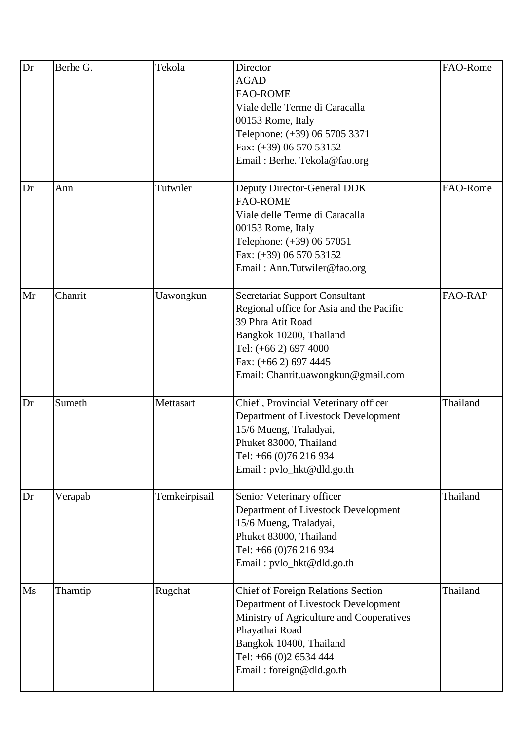| Dr | Berhe G. | Tekola | Director<br>AGAD<br>FAO-ROME<br>Viale delle Terme di Caracalla<br>00153 Rome, Italy<br>Telephone: (+39) 06 5705 3371<br>Fax: (+39) 06 570 53152<br>Email : Berhe. Tekola@fao.org | FAO-Rome |
|---|---|---|---|---|
| Dr | Ann | Tutwiler | Deputy Director-General DDK<br>FAO-ROME<br>Viale delle Terme di Caracalla<br>00153 Rome, Italy<br>Telephone: (+39) 06 57051<br>Fax: (+39) 06 570 53152<br>Email : Ann.Tutwiler@fao.org | FAO-Rome |
| Mr | Chanrit | Uawongkun | Secretariat Support Consultant<br>Regional office for Asia and the Pacific<br>39 Phra Atit Road<br>Bangkok 10200, Thailand<br>Tel: (+66 2) 697 4000<br>Fax: (+66 2) 697 4445<br>Email: Chanrit.uawongkun@gmail.com | FAO-RAP |
| Dr | Sumeth | Mettasart | Chief , Provincial Veterinary officer<br>Department of Livestock Development<br>15/6 Mueng, Traladyai,<br>Phuket 83000, Thailand<br>Tel: +66 (0)76 216 934<br>Email : pvlo_hkt@dld.go.th | Thailand |
| Dr | Verapab | Temkeirpisail | Senior Veterinary officer<br>Department of Livestock Development<br>15/6 Mueng, Traladyai,<br>Phuket 83000, Thailand<br>Tel: +66 (0)76 216 934<br>Email : pvlo_hkt@dld.go.th | Thailand |
| Ms | Tharntip | Rugchat | Chief of Foreign Relations Section<br>Department of Livestock Development<br>Ministry of Agriculture and Cooperatives<br>Phayathai Road<br>Bangkok 10400, Thailand<br>Tel: +66 (0)2 6534 444<br>Email : foreign@dld.go.th | Thailand |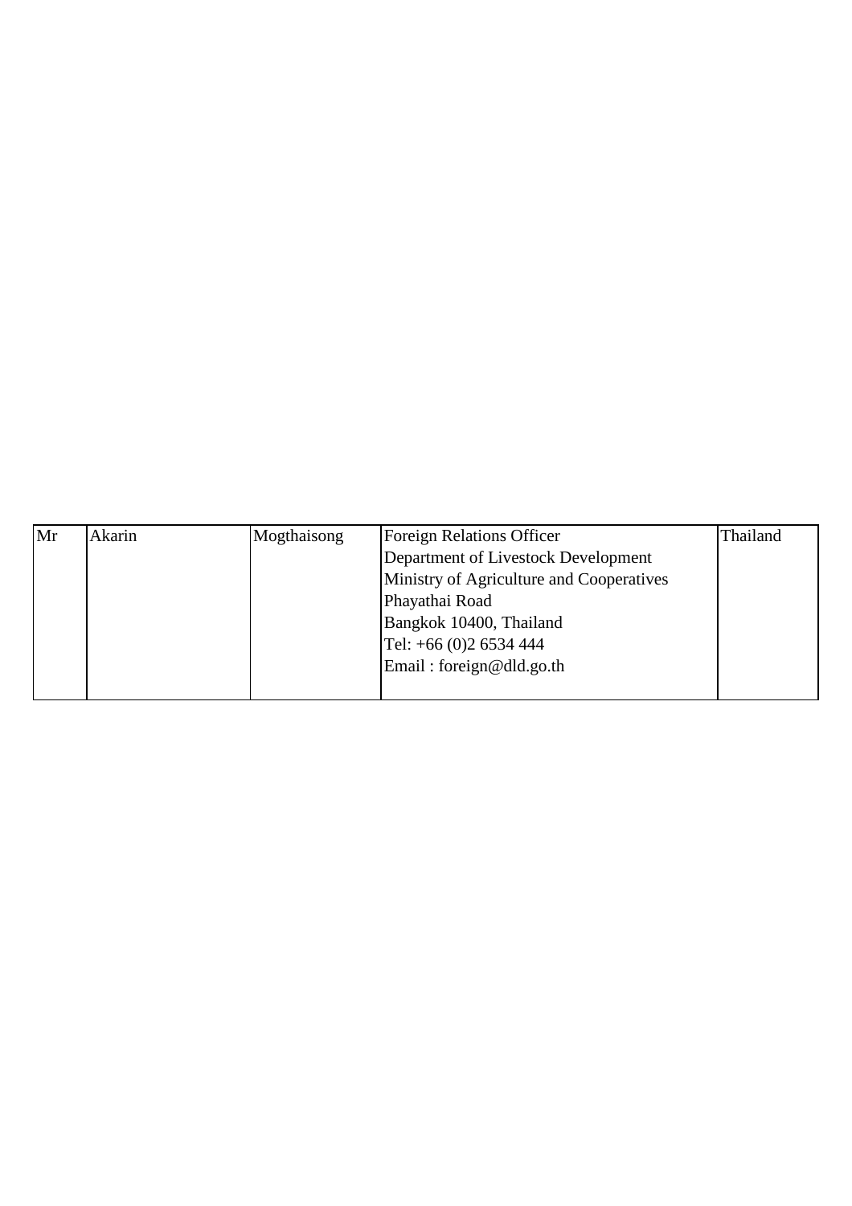| Mr | Akarin | Mogthaisong | Foreign Relations Officer<br>Department of Livestock Development<br>Ministry of Agriculture and Cooperatives<br>Phayathai Road<br>Bangkok 10400, Thailand<br>Tel: +66 (0)2 6534 444<br>Email : foreign@dld.go.th | Thailand |
|---|---|---|---|---|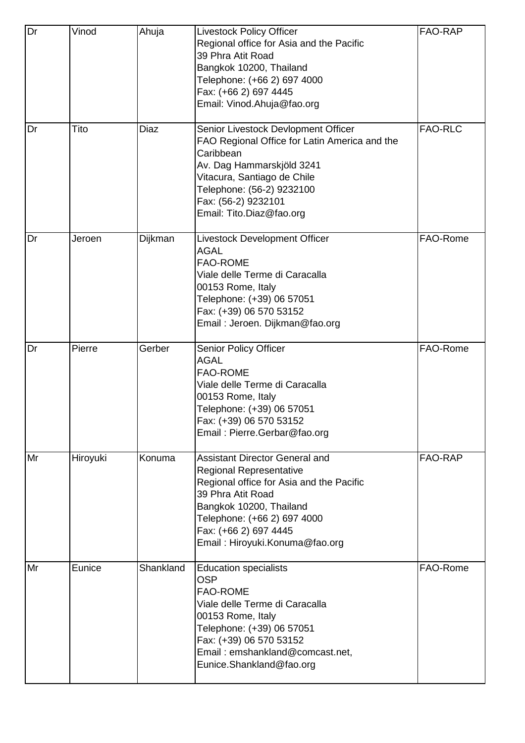| Dr | Vinod | Ahuja | Livestock Policy Officer<br>Regional office for Asia and the Pacific<br>39 Phra Atit Road<br>Bangkok 10200, Thailand<br>Telephone: (+66 2) 697 4000<br>Fax: (+66 2) 697 4445<br>Email: Vinod.Ahuja@fao.org | FAO-RAP |
|---|---|---|---|---|
| Dr | Tito | Diaz | Senior Livestock Devlopment Officer<br>FAO Regional Office for Latin America and the Caribbean<br>Av. Dag Hammarskjöld 3241<br>Vitacura, Santiago de Chile<br>Telephone: (56-2) 9232100<br>Fax: (56-2) 9232101<br>Email: Tito.Diaz@fao.org | FAO-RLC |
| Dr | Jeroen | Dijkman | Livestock Development Officer<br>AGAL<br>FAO-ROME<br>Viale delle Terme di Caracalla<br>00153 Rome, Italy<br>Telephone: (+39) 06 57051<br>Fax: (+39) 06 570 53152<br>Email : Jeroen. Dijkman@fao.org | FAO-Rome |
| Dr | Pierre | Gerber | Senior Policy Officer<br>AGAL<br>FAO-ROME<br>Viale delle Terme di Caracalla<br>00153 Rome, Italy<br>Telephone: (+39) 06 57051<br>Fax: (+39) 06 570 53152<br>Email : Pierre.Gerbar@fao.org | FAO-Rome |
| Mr | Hiroyuki | Konuma | Assistant Director General and Regional Representative<br>Regional office for Asia and the Pacific<br>39 Phra Atit Road<br>Bangkok 10200, Thailand<br>Telephone: (+66 2) 697 4000<br>Fax: (+66 2) 697 4445<br>Email : Hiroyuki.Konuma@fao.org | FAO-RAP |
| Mr | Eunice | Shankland | Education specialists<br>OSP<br>FAO-ROME<br>Viale delle Terme di Caracalla<br>00153 Rome, Italy<br>Telephone: (+39) 06 57051<br>Fax: (+39) 06 570 53152<br>Email : emshankland@comcast.net, Eunice.Shankland@fao.org | FAO-Rome |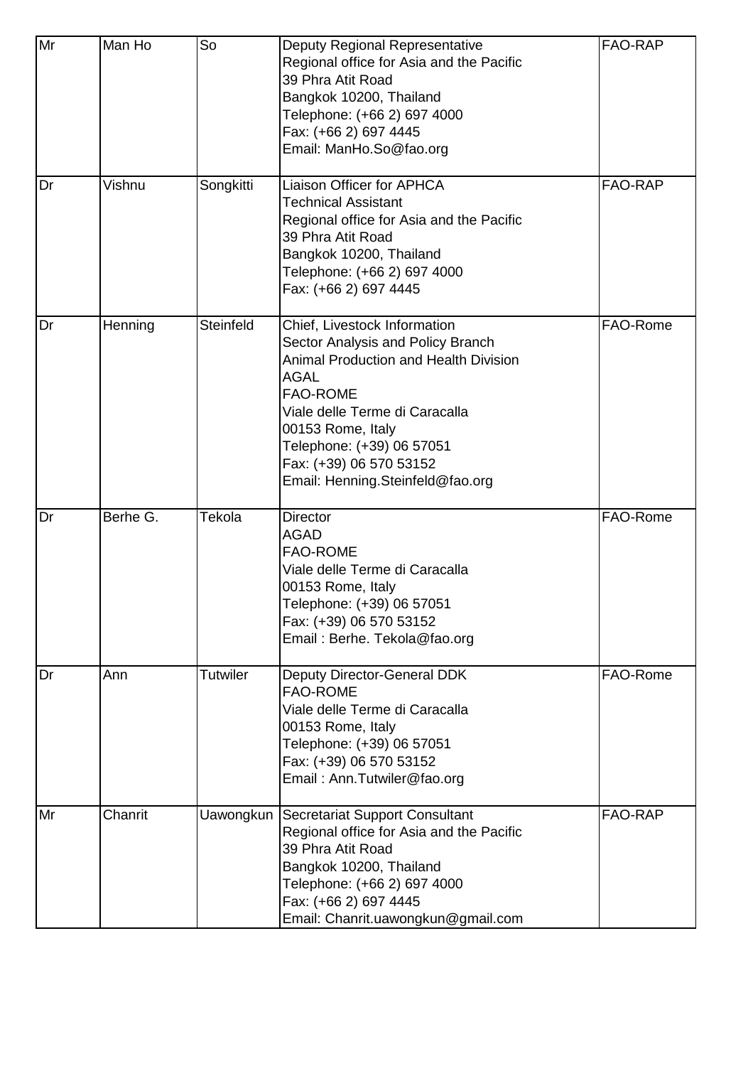| Mr | Man Ho | So | Deputy Regional Representative<br>Regional office for Asia and the Pacific<br>39 Phra Atit Road<br>Bangkok 10200, Thailand<br>Telephone: (+66 2) 697 4000<br>Fax: (+66 2) 697 4445<br>Email: ManHo.So@fao.org | FAO-RAP |
|---|---|---|---|---|
| Dr | Vishnu | Songkitti | Liaison Officer for APHCA<br>Technical Assistant<br>Regional office for Asia and the Pacific<br>39 Phra Atit Road<br>Bangkok 10200, Thailand<br>Telephone: (+66 2) 697 4000<br>Fax: (+66 2) 697 4445 | FAO-RAP |
| Dr | Henning | Steinfeld | Chief, Livestock Information<br>Sector Analysis and Policy Branch<br>Animal Production and Health Division<br>AGAL<br>FAO-ROME<br>Viale delle Terme di Caracalla<br>00153 Rome, Italy<br>Telephone: (+39) 06 57051<br>Fax: (+39) 06 570 53152<br>Email: Henning.Steinfeld@fao.org | FAO-Rome |
| Dr | Berhe G. | Tekola | Director<br>AGAD<br>FAO-ROME<br>Viale delle Terme di Caracalla<br>00153 Rome, Italy<br>Telephone: (+39) 06 57051<br>Fax: (+39) 06 570 53152<br>Email : Berhe. Tekola@fao.org | FAO-Rome |
| Dr | Ann | Tutwiler | Deputy Director-General DDK<br>FAO-ROME<br>Viale delle Terme di Caracalla<br>00153 Rome, Italy<br>Telephone: (+39) 06 57051<br>Fax: (+39) 06 570 53152<br>Email : Ann.Tutwiler@fao.org | FAO-Rome |
| Mr | Chanrit | Uawongkun | Secretariat Support Consultant<br>Regional office for Asia and the Pacific<br>39 Phra Atit Road<br>Bangkok 10200, Thailand<br>Telephone: (+66 2) 697 4000<br>Fax: (+66 2) 697 4445<br>Email: Chanrit.uawongkun@gmail.com | FAO-RAP |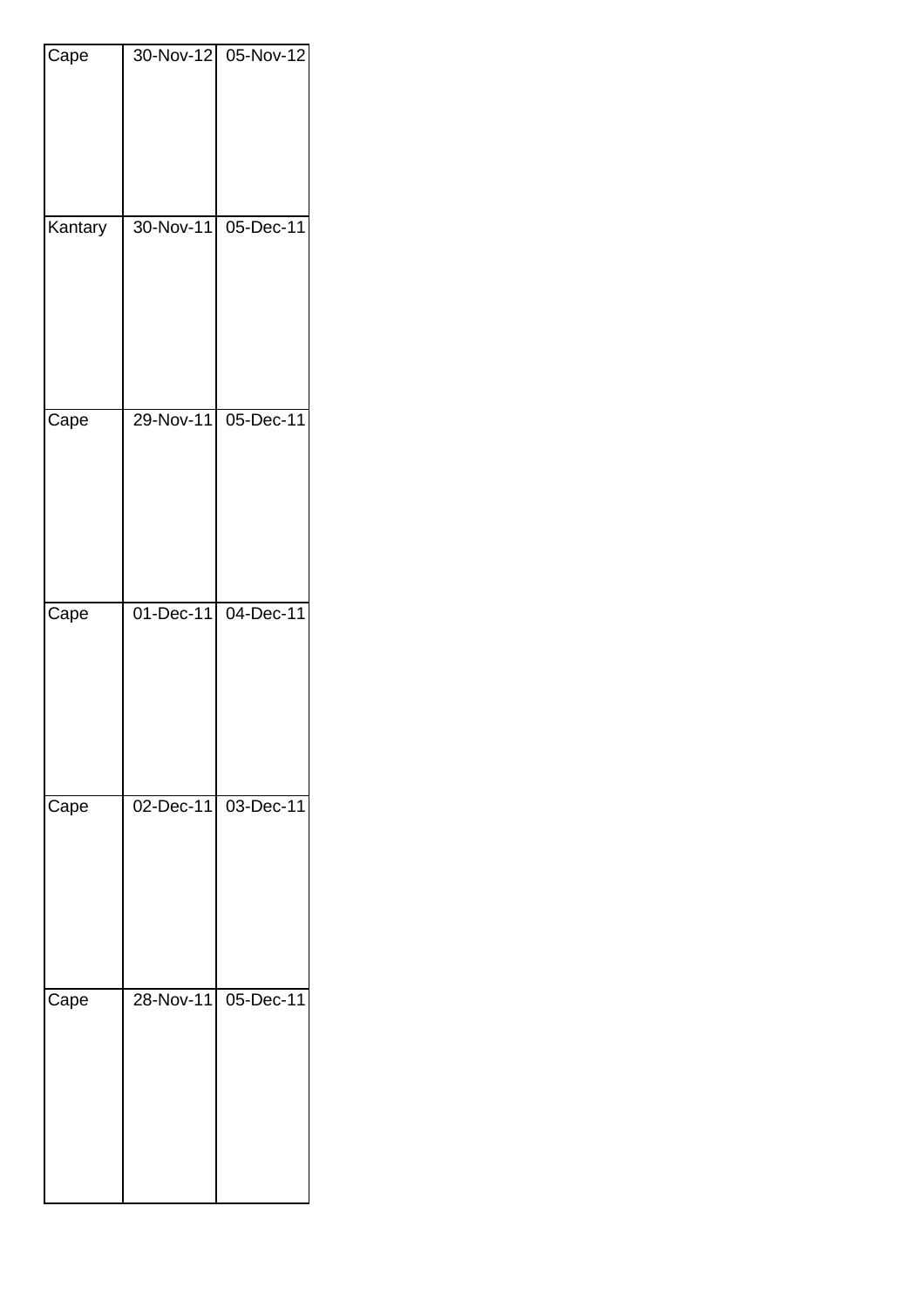| | | |
|---|---|---|
| Cape | 30-Nov-12 | 05-Nov-12 |
| Kantary | 30-Nov-11 | 05-Dec-11 |
| Cape | 29-Nov-11 | 05-Dec-11 |
| Cape | 01-Dec-11 | 04-Dec-11 |
| Cape | 02-Dec-11 | 03-Dec-11 |
| Cape | 28-Nov-11 | 05-Dec-11 |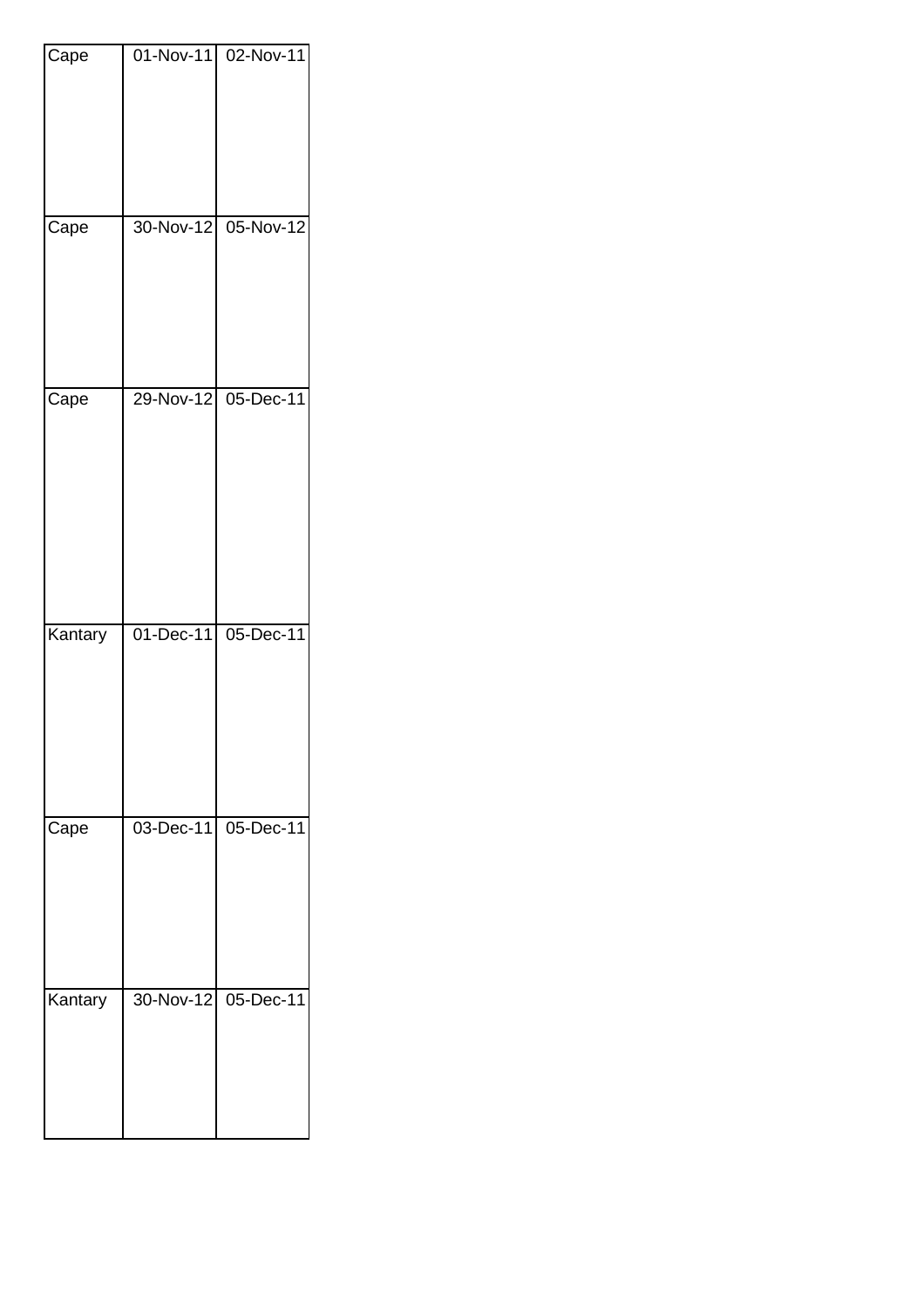| Cape | 01-Nov-11 | 02-Nov-11 |
|---|---|---|
| Cape | 30-Nov-12 | 05-Nov-12 |
| Cape | 29-Nov-12 | 05-Dec-11 |
| Kantary | 01-Dec-11 | 05-Dec-11 |
| Cape | 03-Dec-11 | 05-Dec-11 |
| Kantary | 30-Nov-12 | 05-Dec-11 |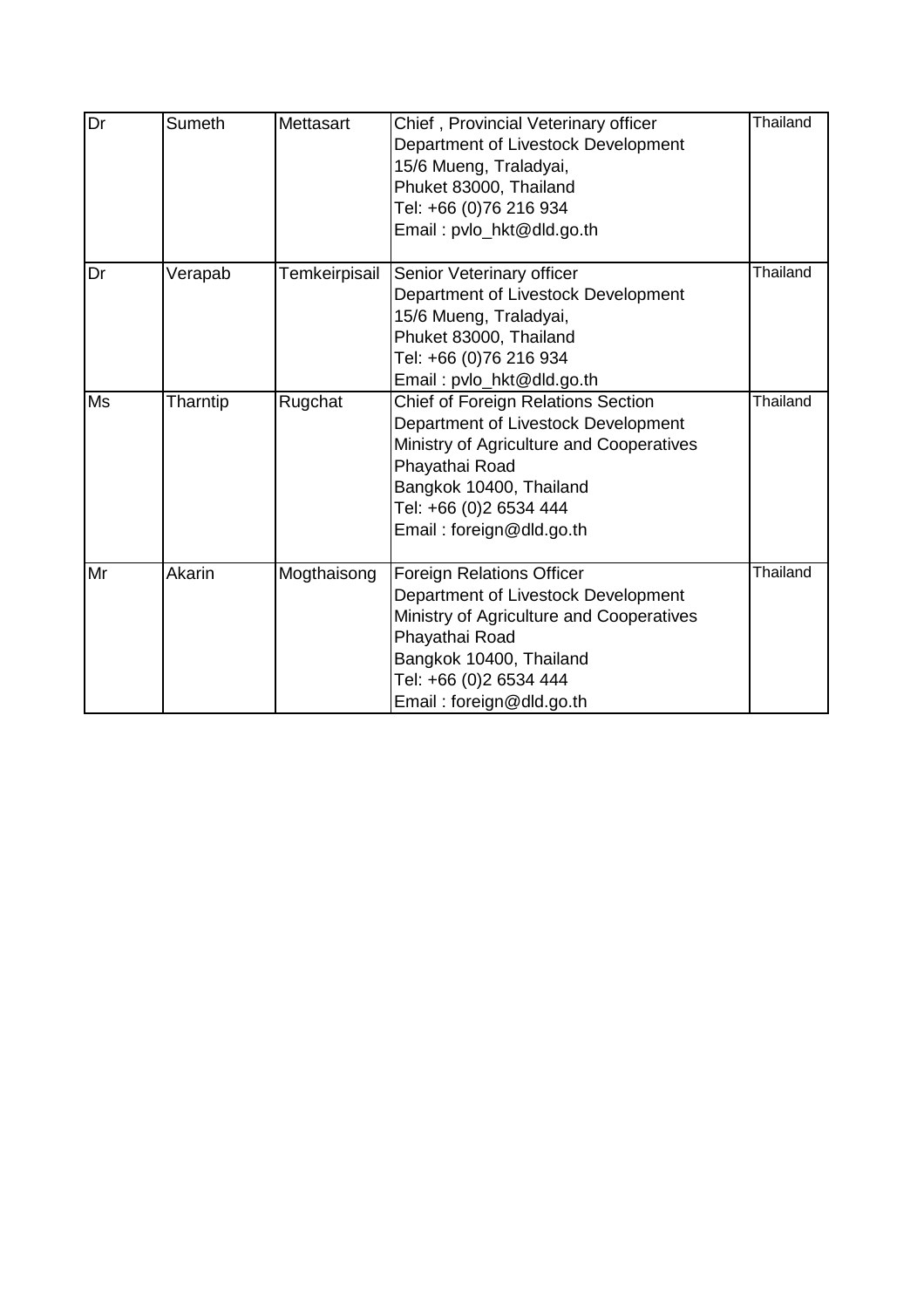| | | | | |
|---|---|---|---|---|
| Dr | Sumeth | Mettasart | Chief , Provincial Veterinary officer<br>Department of Livestock Development<br>15/6 Mueng, Traladyai,<br>Phuket 83000, Thailand<br>Tel: +66 (0)76 216 934<br>Email : pvlo_hkt@dld.go.th | Thailand |
| Dr | Verapab | Temkeirpisail | Senior Veterinary officer<br>Department of Livestock Development<br>15/6 Mueng, Traladyai,<br>Phuket 83000, Thailand<br>Tel: +66 (0)76 216 934<br>Email : pvlo_hkt@dld.go.th | Thailand |
| Ms | Tharntip | Rugchat | Chief of Foreign Relations Section<br>Department of Livestock Development<br>Ministry of Agriculture and Cooperatives<br>Phayathai Road<br>Bangkok 10400, Thailand<br>Tel: +66 (0)2 6534 444<br>Email : foreign@dld.go.th | Thailand |
| Mr | Akarin | Mogthaisong | Foreign Relations Officer<br>Department of Livestock Development<br>Ministry of Agriculture and Cooperatives<br>Phayathai Road<br>Bangkok 10400, Thailand<br>Tel: +66 (0)2 6534 444<br>Email : foreign@dld.go.th | Thailand |